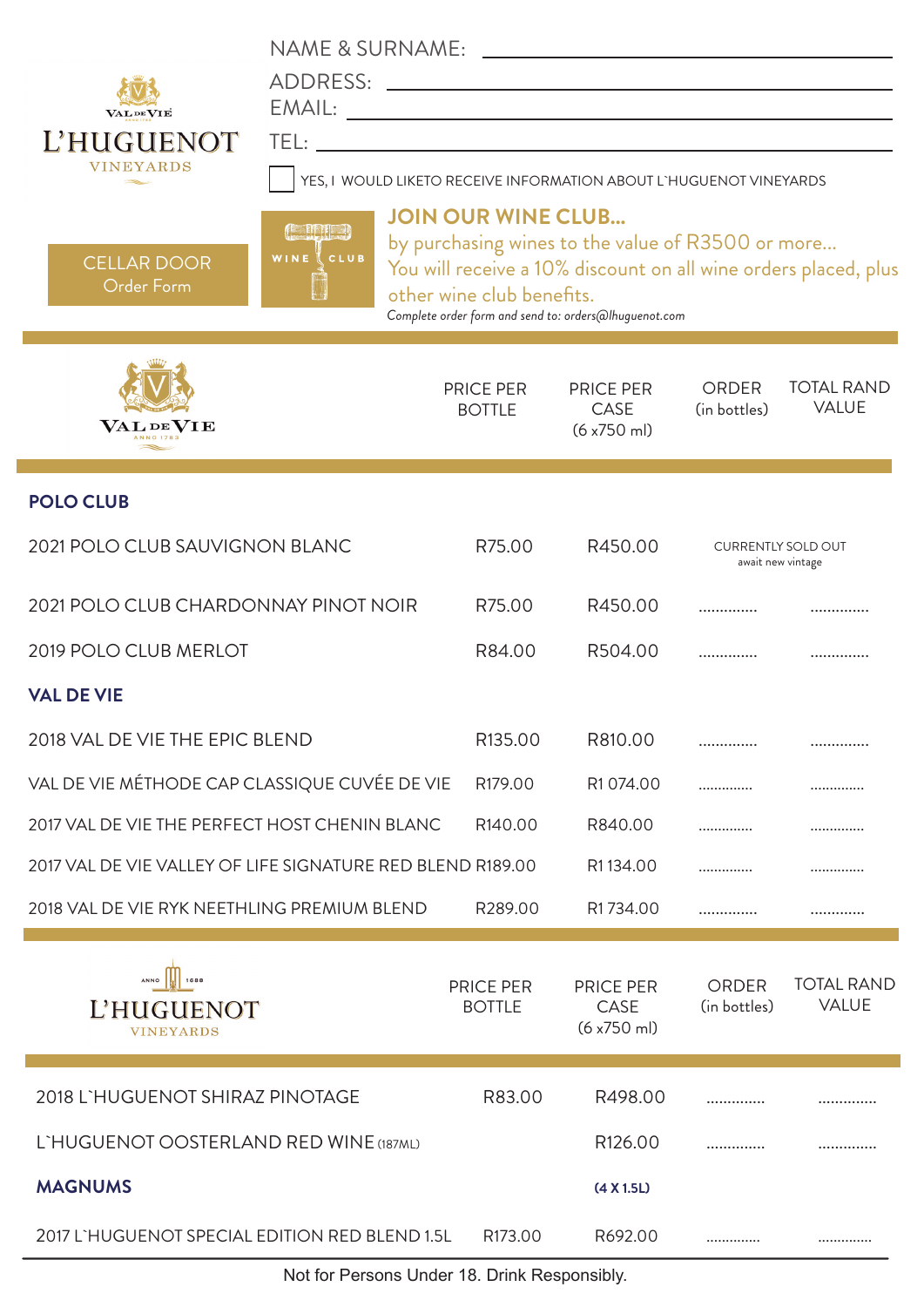VAL DE VIE

# L'HUGUENOT VINEYARDS

NAME & SURNAME: ______________________________

ADDRESS: ______________________________

EMAIL: ______________________________

TEL: ______________________________

☐ YES, I WOULD LIKETO RECEIVE INFORMATION ABOUT L`HUGUENOT VINEYARDS

**CELLAR DOOR**
Order Form

WINE CLUB

## JOIN OUR WINE CLUB...

by purchasing wines to the value of R3500 or more...
You will receive a 10% discount on all wine orders placed, plus other wine club benefits.

*Complete order form and send to: orders@lhuguenot.com*

| VAL DE VIE | PRICE PER BOTTLE | PRICE PER CASE (6 x750 ml) | ORDER (in bottles) | TOTAL RAND VALUE |
|---|---|---|---|---|
| **POLO CLUB** | | | | |
| 2021 POLO CLUB SAUVIGNON BLANC | R75.00 | R450.00 | CURRENTLY SOLD OUT await new vintage | |
| 2021 POLO CLUB CHARDONNAY PINOT NOIR | R75.00 | R450.00 | .............. | .............. |
| 2019 POLO CLUB MERLOT | R84.00 | R504.00 | .............. | .............. |
| **VAL DE VIE** | | | | |
| 2018 VAL DE VIE THE EPIC BLEND | R135.00 | R810.00 | .............. | .............. |
| VAL DE VIE MÉTHODE CAP CLASSIQUE CUVÉE DE VIE | R179.00 | R1 074.00 | .............. | .............. |
| 2017 VAL DE VIE THE PERFECT HOST CHENIN BLANC | R140.00 | R840.00 | .............. | .............. |
| 2017 VAL DE VIE VALLEY OF LIFE SIGNATURE RED BLEND | R189.00 | R1 134.00 | .............. | .............. |
| 2018 VAL DE VIE RYK NEETHLING PREMIUM BLEND | R289.00 | R1 734.00 | .............. | .............. |

| L'HUGUENOT VINEYARDS | PRICE PER BOTTLE | PRICE PER CASE (6 x750 ml) | ORDER (in bottles) | TOTAL RAND VALUE |
|---|---|---|---|---|
| 2018 L`HUGUENOT SHIRAZ PINOTAGE | R83.00 | R498.00 | .............. | .............. |
| L`HUGUENOT OOSTERLAND RED WINE (187ML) | | R126.00 | .............. | .............. |
| **MAGNUMS** | | **(4 X 1.5L)** | | |
| 2017 L`HUGUENOT SPECIAL EDITION RED BLEND 1.5L | R173.00 | R692.00 | .............. | .............. |

Not for Persons Under 18. Drink Responsibly.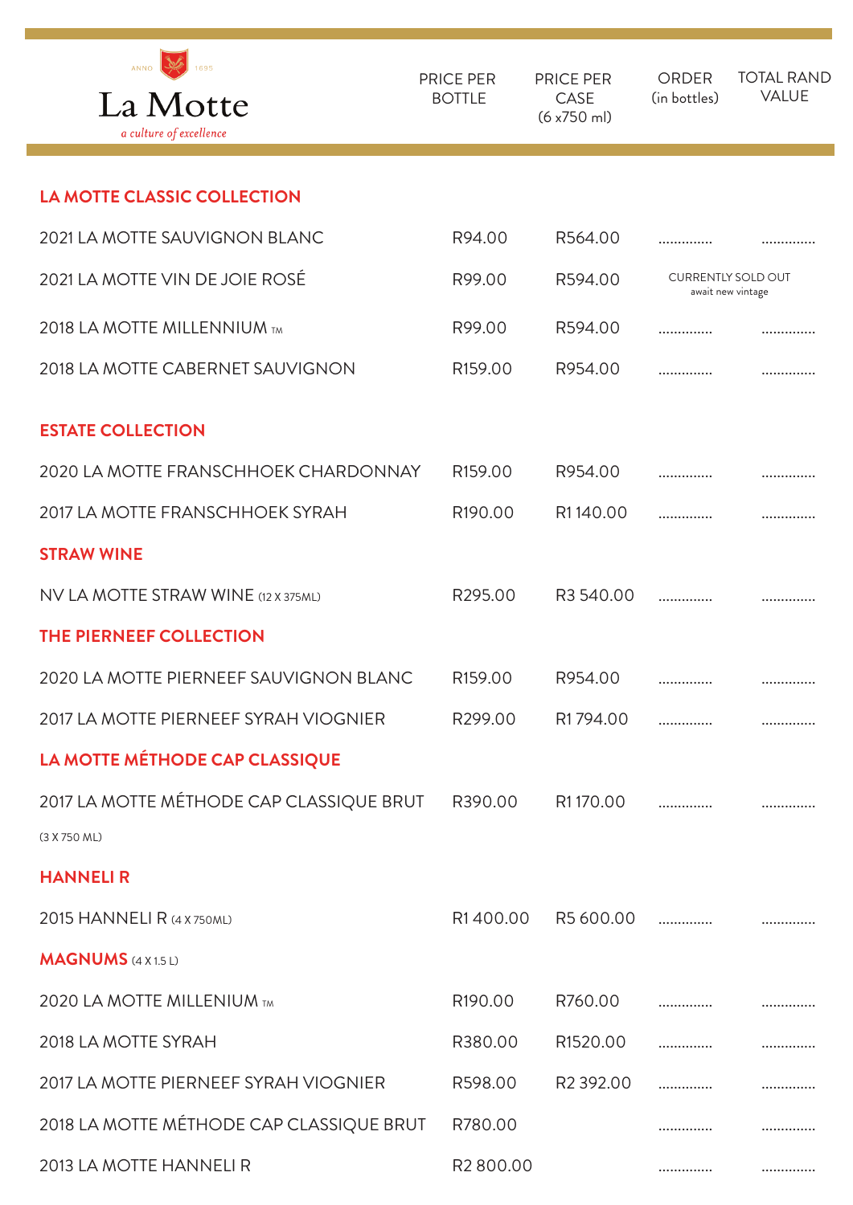| La Motte *a culture of excellence* | PRICE PER BOTTLE | PRICE PER CASE (6 x750 ml) | ORDER (in bottles) | TOTAL RAND VALUE |
|---|---|---|---|---|
| **LA MOTTE CLASSIC COLLECTION** | | | | |
| 2021 LA MOTTE SAUVIGNON BLANC | R94.00 | R564.00 | .............. | .............. |
| 2021 LA MOTTE VIN DE JOIE ROSÉ | R99.00 | R594.00 | CURRENTLY SOLD OUT await new vintage | |
| 2018 LA MOTTE MILLENNIUM TM | R99.00 | R594.00 | .............. | .............. |
| 2018 LA MOTTE CABERNET SAUVIGNON | R159.00 | R954.00 | .............. | .............. |
| **ESTATE COLLECTION** | | | | |
| 2020 LA MOTTE FRANSCHHOEK CHARDONNAY | R159.00 | R954.00 | .............. | .............. |
| 2017 LA MOTTE FRANSCHHOEK SYRAH | R190.00 | R1 140.00 | .............. | .............. |
| **STRAW WINE** | | | | |
| NV LA MOTTE STRAW WINE (12 X 375ML) | R295.00 | R3 540.00 | .............. | .............. |
| **THE PIERNEEF COLLECTION** | | | | |
| 2020 LA MOTTE PIERNEEF SAUVIGNON BLANC | R159.00 | R954.00 | .............. | .............. |
| 2017 LA MOTTE PIERNEEF SYRAH VIOGNIER | R299.00 | R1 794.00 | .............. | .............. |
| **LA MOTTE MÉTHODE CAP CLASSIQUE** | | | | |
| 2017 LA MOTTE MÉTHODE CAP CLASSIQUE BRUT (3 X 750 ML) | R390.00 | R1 170.00 | .............. | .............. |
| **HANNELI R** | | | | |
| 2015 HANNELI R (4 X 750ML) | R1 400.00 | R5 600.00 | .............. | .............. |
| **MAGNUMS** (4 X 1.5 L) | | | | |
| 2020 LA MOTTE MILLENIUM TM | R190.00 | R760.00 | .............. | .............. |
| 2018 LA MOTTE SYRAH | R380.00 | R1520.00 | .............. | .............. |
| 2017 LA MOTTE PIERNEEF SYRAH VIOGNIER | R598.00 | R2 392.00 | .............. | .............. |
| 2018 LA MOTTE MÉTHODE CAP CLASSIQUE BRUT | R780.00 | | .............. | .............. |
| 2013 LA MOTTE HANNELI R | R2 800.00 | | .............. | .............. |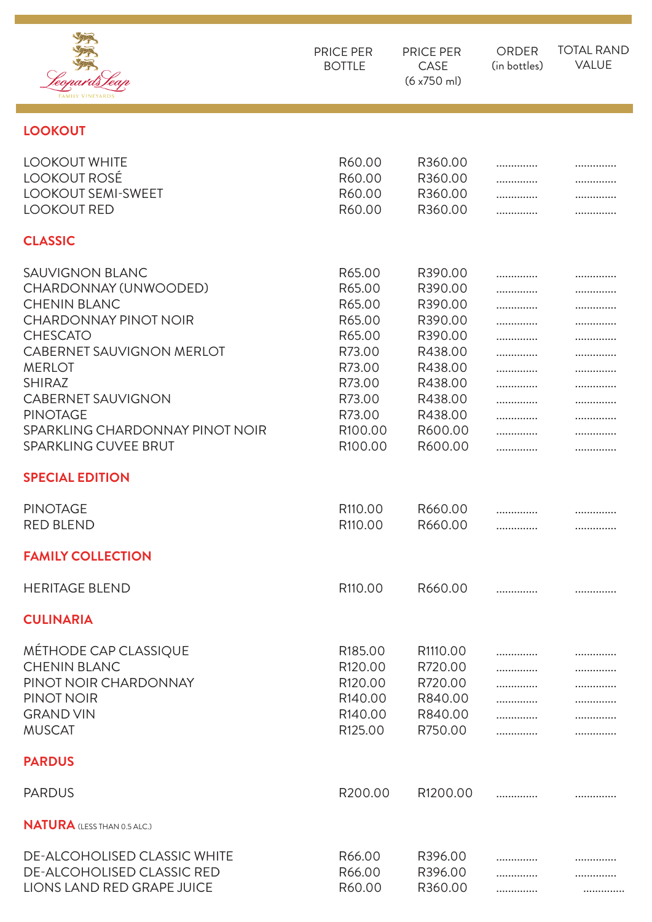Leopard's Leap FAMILY VINEYARDS

| | PRICE PER BOTTLE | PRICE PER CASE (6 x750 ml) | ORDER (in bottles) | TOTAL RAND VALUE |
|---|---|---|---|---|
| **LOOKOUT** | | | | |
| LOOKOUT WHITE | R60.00 | R360.00 | .............. | .............. |
| LOOKOUT ROSÉ | R60.00 | R360.00 | .............. | .............. |
| LOOKOUT SEMI-SWEET | R60.00 | R360.00 | .............. | .............. |
| LOOKOUT RED | R60.00 | R360.00 | .............. | .............. |
| **CLASSIC** | | | | |
| SAUVIGNON BLANC | R65.00 | R390.00 | .............. | .............. |
| CHARDONNAY (UNWOODED) | R65.00 | R390.00 | .............. | .............. |
| CHENIN BLANC | R65.00 | R390.00 | .............. | .............. |
| CHARDONNAY PINOT NOIR | R65.00 | R390.00 | .............. | .............. |
| CHESCATO | R65.00 | R390.00 | .............. | .............. |
| CABERNET SAUVIGNON MERLOT | R73.00 | R438.00 | .............. | .............. |
| MERLOT | R73.00 | R438.00 | .............. | .............. |
| SHIRAZ | R73.00 | R438.00 | .............. | .............. |
| CABERNET SAUVIGNON | R73.00 | R438.00 | .............. | .............. |
| PINOTAGE | R73.00 | R438.00 | .............. | .............. |
| SPARKLING CHARDONNAY PINOT NOIR | R100.00 | R600.00 | .............. | .............. |
| SPARKLING CUVEE BRUT | R100.00 | R600.00 | .............. | .............. |
| **SPECIAL EDITION** | | | | |
| PINOTAGE | R110.00 | R660.00 | .............. | .............. |
| RED BLEND | R110.00 | R660.00 | .............. | .............. |
| **FAMILY COLLECTION** | | | | |
| HERITAGE BLEND | R110.00 | R660.00 | .............. | .............. |
| **CULINARIA** | | | | |
| MÉTHODE CAP CLASSIQUE | R185.00 | R1110.00 | .............. | .............. |
| CHENIN BLANC | R120.00 | R720.00 | .............. | .............. |
| PINOT NOIR CHARDONNAY | R120.00 | R720.00 | .............. | .............. |
| PINOT NOIR | R140.00 | R840.00 | .............. | .............. |
| GRAND VIN | R140.00 | R840.00 | .............. | .............. |
| MUSCAT | R125.00 | R750.00 | .............. | .............. |
| **PARDUS** | | | | |
| PARDUS | R200.00 | R1200.00 | .............. | .............. |
| **NATURA** (LESS THAN 0.5 ALC.) | | | | |
| DE-ALCOHOLISED CLASSIC WHITE | R66.00 | R396.00 | .............. | .............. |
| DE-ALCOHOLISED CLASSIC RED | R66.00 | R396.00 | .............. | .............. |
| LIONS LAND RED GRAPE JUICE | R60.00 | R360.00 | .............. | .............. |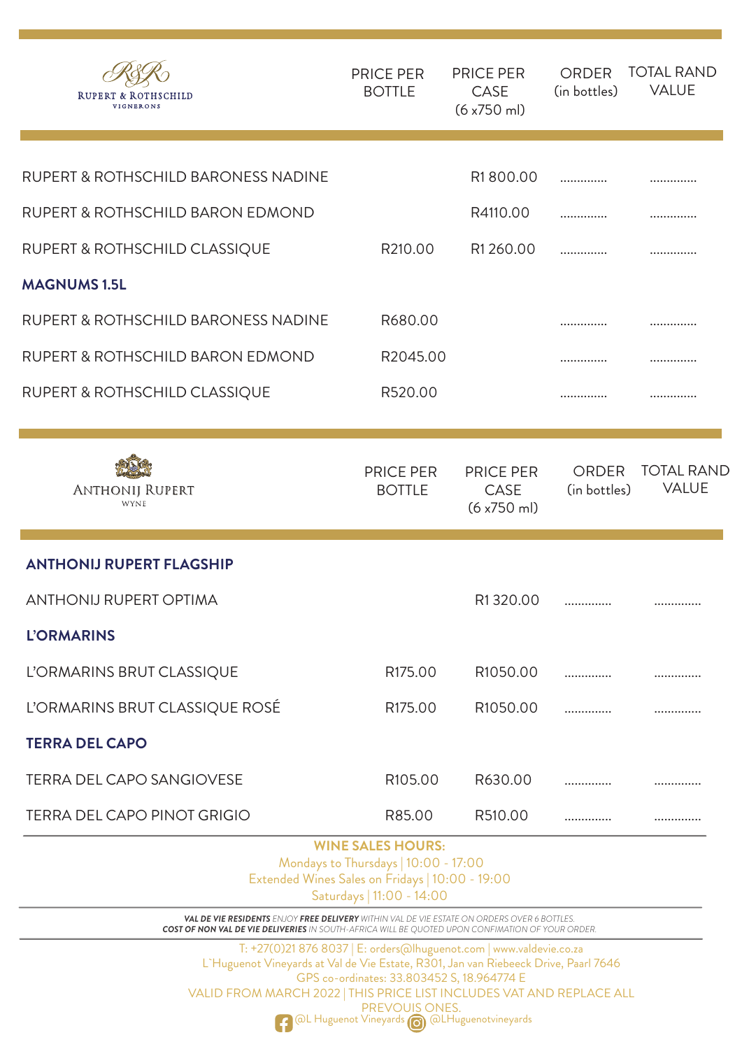| RUPERT & ROTHSCHILD VIGNERONS | PRICE PER BOTTLE | PRICE PER CASE (6 x750 ml) | ORDER (in bottles) | TOTAL RAND VALUE |
|---|---|---|---|---|
| RUPERT & ROTHSCHILD BARONESS NADINE | | R1 800.00 | .............. | .............. |
| RUPERT & ROTHSCHILD BARON EDMOND | | R4110.00 | .............. | .............. |
| RUPERT & ROTHSCHILD CLASSIQUE | R210.00 | R1 260.00 | .............. | .............. |
| **MAGNUMS 1.5L** | | | | |
| RUPERT & ROTHSCHILD BARONESS NADINE | R680.00 | | .............. | .............. |
| RUPERT & ROTHSCHILD BARON EDMOND | R2045.00 | | .............. | .............. |
| RUPERT & ROTHSCHILD CLASSIQUE | R520.00 | | .............. | .............. |

| ANTHONIJ RUPERT WYNE | PRICE PER BOTTLE | PRICE PER CASE (6 x750 ml) | ORDER (in bottles) | TOTAL RAND VALUE |
|---|---|---|---|---|
| **ANTHONIJ RUPERT FLAGSHIP** | | | | |
| ANTHONIJ RUPERT OPTIMA | | R1 320.00 | .............. | .............. |
| **L'ORMARINS** | | | | |
| L'ORMARINS BRUT CLASSIQUE | R175.00 | R1050.00 | .............. | .............. |
| L'ORMARINS BRUT CLASSIQUE ROSÉ | R175.00 | R1050.00 | .............. | .............. |
| **TERRA DEL CAPO** | | | | |
| TERRA DEL CAPO SANGIOVESE | R105.00 | R630.00 | .............. | .............. |
| TERRA DEL CAPO PINOT GRIGIO | R85.00 | R510.00 | .............. | .............. |

**WINE SALES HOURS:**

Mondays to Thursdays | 10:00 - 17:00
Extended Wines Sales on Fridays | 10:00 - 19:00
Saturdays | 11:00 - 14:00

***VAL DE VIE RESIDENTS** ENJOY **FREE DELIVERY** WITHIN VAL DE VIE ESTATE ON ORDERS OVER 6 BOTTLES.*
***COST OF NON VAL DE VIE DELIVERIES** IN SOUTH-AFRICA WILL BE QUOTED UPON CONFIMATION OF YOUR ORDER.*

T: +27(0)21 876 8037 | E: orders@lhuguenot.com | www.valdevie.co.za
L`Huguenot Vineyards at Val de Vie Estate, R301, Jan van Riebeeck Drive, Paarl 7646
GPS co-ordinates: 33.803452 S, 18.964774 E
VALID FROM MARCH 2022 | THIS PRICE LIST INCLUDES VAT AND REPLACE ALL PREVOUIS ONES.
@L Huguenot Vineyards @LHuguenotvineyards